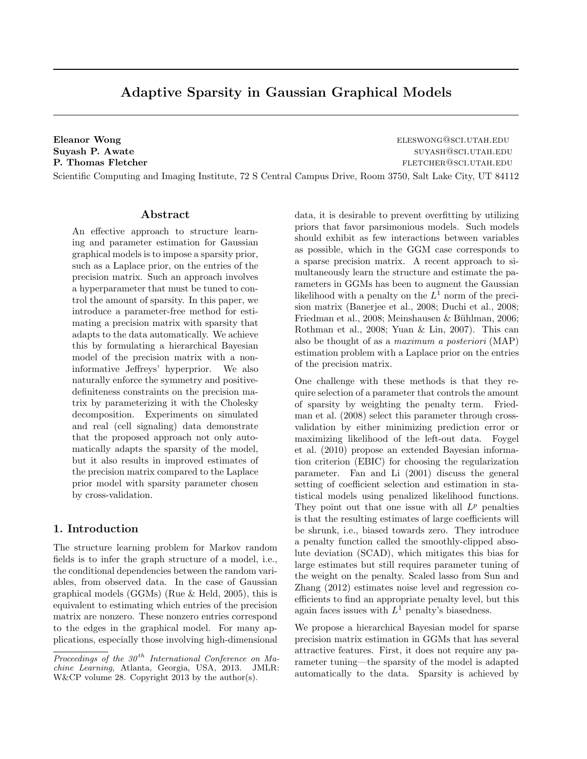# Adaptive Sparsity in Gaussian Graphical Models

**Eleanor Wong** ELESWONG@SCI.UTAH.EDU
**Suyash P. Awate** SUYASH@SCI.UTAH.EDU
**P. Thomas Fletcher** FLETCHER@SCI.UTAH.EDU

Scientific Computing and Imaging Institute, 72 S Central Campus Drive, Room 3750, Salt Lake City, UT 84112

## Abstract

An effective approach to structure learning and parameter estimation for Gaussian graphical models is to impose a sparsity prior, such as a Laplace prior, on the entries of the precision matrix. Such an approach involves a hyperparameter that must be tuned to control the amount of sparsity. In this paper, we introduce a parameter-free method for estimating a precision matrix with sparsity that adapts to the data automatically. We achieve this by formulating a hierarchical Bayesian model of the precision matrix with a non-informative Jeffreys' hyperprior. We also naturally enforce the symmetry and positive-definiteness constraints on the precision matrix by parameterizing it with the Cholesky decomposition. Experiments on simulated and real (cell signaling) data demonstrate that the proposed approach not only automatically adapts the sparsity of the model, but it also results in improved estimates of the precision matrix compared to the Laplace prior model with sparsity parameter chosen by cross-validation.

## 1. Introduction

The structure learning problem for Markov random fields is to infer the graph structure of a model, i.e., the conditional dependencies between the random variables, from observed data. In the case of Gaussian graphical models (GGMs) (Rue & Held, 2005), this is equivalent to estimating which entries of the precision matrix are nonzero. These nonzero entries correspond to the edges in the graphical model. For many applications, especially those involving high-dimensional data, it is desirable to prevent overfitting by utilizing priors that favor parsimonious models. Such models should exhibit as few interactions between variables as possible, which in the GGM case corresponds to a sparse precision matrix. A recent approach to simultaneously learn the structure and estimate the parameters in GGMs has been to augment the Gaussian likelihood with a penalty on the $L^1$ norm of the precision matrix (Banerjee et al., 2008; Duchi et al., 2008; Friedman et al., 2008; Meinshausen & Bühlman, 2006; Rothman et al., 2008; Yuan & Lin, 2007). This can also be thought of as a *maximum a posteriori* (MAP) estimation problem with a Laplace prior on the entries of the precision matrix.

One challenge with these methods is that they require selection of a parameter that controls the amount of sparsity by weighting the penalty term. Friedman et al. (2008) select this parameter through cross-validation by either minimizing prediction error or maximizing likelihood of the left-out data. Foygel et al. (2010) propose an extended Bayesian information criterion (EBIC) for choosing the regularization parameter. Fan and Li (2001) discuss the general setting of coefficient selection and estimation in statistical models using penalized likelihood functions. They point out that one issue with all $L^p$ penalties is that the resulting estimates of large coefficients will be shrunk, i.e., biased towards zero. They introduce a penalty function called the smoothly-clipped absolute deviation (SCAD), which mitigates this bias for large estimates but still requires parameter tuning of the weight on the penalty. Scaled lasso from Sun and Zhang (2012) estimates noise level and regression coefficients to find an appropriate penalty level, but this again faces issues with $L^1$ penalty's biasedness.

We propose a hierarchical Bayesian model for sparse precision matrix estimation in GGMs that has several attractive features. First, it does not require any parameter tuning—the sparsity of the model is adapted automatically to the data. Sparsity is achieved by

*Proceedings of the 30th International Conference on Machine Learning*, Atlanta, Georgia, USA, 2013. JMLR: W&CP volume 28. Copyright 2013 by the author(s).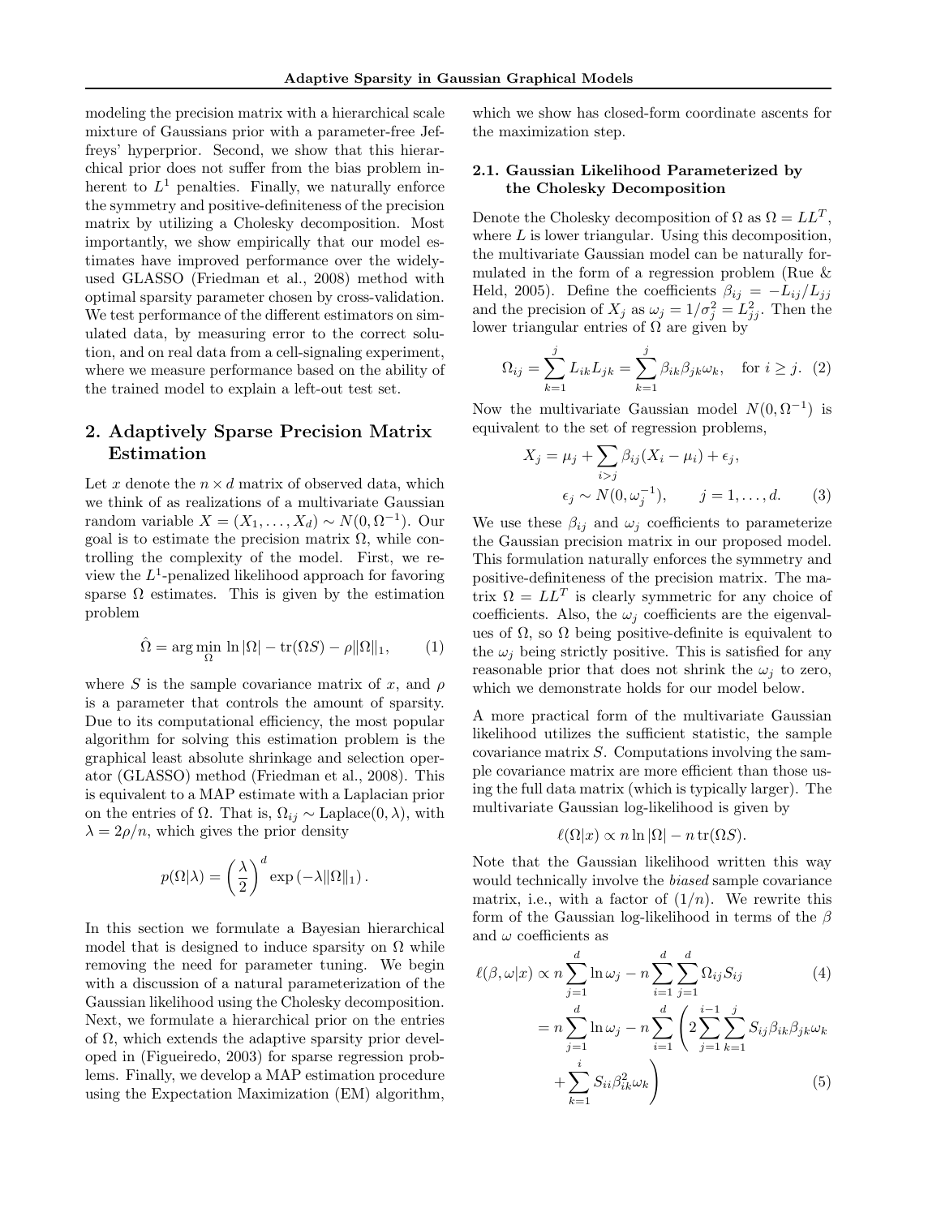modeling the precision matrix with a hierarchical scale mixture of Gaussians prior with a parameter-free Jeffreys' hyperprior. Second, we show that this hierarchical prior does not suffer from the bias problem inherent to $L^1$ penalties. Finally, we naturally enforce the symmetry and positive-definiteness of the precision matrix by utilizing a Cholesky decomposition. Most importantly, we show empirically that our model estimates have improved performance over the widely-used GLASSO (Friedman et al., 2008) method with optimal sparsity parameter chosen by cross-validation. We test performance of the different estimators on simulated data, by measuring error to the correct solution, and on real data from a cell-signaling experiment, where we measure performance based on the ability of the trained model to explain a left-out test set.

## 2. Adaptively Sparse Precision Matrix Estimation

Let $x$ denote the $n \times d$ matrix of observed data, which we think of as realizations of a multivariate Gaussian random variable $X = (X_1, \ldots, X_d) \sim N(0, \Omega^{-1})$. Our goal is to estimate the precision matrix $\Omega$, while controlling the complexity of the model. First, we review the $L^1$-penalized likelihood approach for favoring sparse $\Omega$ estimates. This is given by the estimation problem

$$\hat{\Omega} = \arg\min_{\Omega} \ln |\Omega| - \operatorname{tr}(\Omega S) - \rho \|\Omega\|_1, \qquad (1)$$

where $S$ is the sample covariance matrix of $x$, and $\rho$ is a parameter that controls the amount of sparsity. Due to its computational efficiency, the most popular algorithm for solving this estimation problem is the graphical least absolute shrinkage and selection operator (GLASSO) method (Friedman et al., 2008). This is equivalent to a MAP estimate with a Laplacian prior on the entries of $\Omega$. That is, $\Omega_{ij} \sim \text{Laplace}(0, \lambda)$, with $\lambda = 2\rho/n$, which gives the prior density

$$p(\Omega|\lambda) = \left(\frac{\lambda}{2}\right)^d \exp\left(-\lambda \|\Omega\|_1\right).$$

In this section we formulate a Bayesian hierarchical model that is designed to induce sparsity on $\Omega$ while removing the need for parameter tuning. We begin with a discussion of a natural parameterization of the Gaussian likelihood using the Cholesky decomposition. Next, we formulate a hierarchical prior on the entries of $\Omega$, which extends the adaptive sparsity prior developed in (Figueiredo, 2003) for sparse regression problems. Finally, we develop a MAP estimation procedure using the Expectation Maximization (EM) algorithm, which we show has closed-form coordinate ascents for the maximization step.

### 2.1. Gaussian Likelihood Parameterized by the Cholesky Decomposition

Denote the Cholesky decomposition of $\Omega$ as $\Omega = LL^T$, where $L$ is lower triangular. Using this decomposition, the multivariate Gaussian model can be naturally formulated in the form of a regression problem (Rue & Held, 2005). Define the coefficients $\beta_{ij} = -L_{ij}/L_{jj}$ and the precision of $X_j$ as $\omega_j = 1/\sigma_j^2 = L_{jj}^2$. Then the lower triangular entries of $\Omega$ are given by

$$\Omega_{ij} = \sum_{k=1}^{j} L_{ik} L_{jk} = \sum_{k=1}^{j} \beta_{ik} \beta_{jk} \omega_k, \quad \text{for } i \geq j. \quad (2)$$

Now the multivariate Gaussian model $N(0, \Omega^{-1})$ is equivalent to the set of regression problems,

$$X_j = \mu_j + \sum_{i>j} \beta_{ij}(X_i - \mu_i) + \epsilon_j,$$
$$\epsilon_j \sim N(0, \omega_j^{-1}), \qquad j = 1, \ldots, d. \qquad (3)$$

We use these $\beta_{ij}$ and $\omega_j$ coefficients to parameterize the Gaussian precision matrix in our proposed model. This formulation naturally enforces the symmetry and positive-definiteness of the precision matrix. The matrix $\Omega = LL^T$ is clearly symmetric for any choice of coefficients. Also, the $\omega_j$ coefficients are the eigenvalues of $\Omega$, so $\Omega$ being positive-definite is equivalent to the $\omega_j$ being strictly positive. This is satisfied for any reasonable prior that does not shrink the $\omega_j$ to zero, which we demonstrate holds for our model below.

A more practical form of the multivariate Gaussian likelihood utilizes the sufficient statistic, the sample covariance matrix $S$. Computations involving the sample covariance matrix are more efficient than those using the full data matrix (which is typically larger). The multivariate Gaussian log-likelihood is given by

$$\ell(\Omega|x) \propto n \ln |\Omega| - n \operatorname{tr}(\Omega S).$$

Note that the Gaussian likelihood written this way would technically involve the *biased* sample covariance matrix, i.e., with a factor of $(1/n)$. We rewrite this form of the Gaussian log-likelihood in terms of the $\beta$ and $\omega$ coefficients as

$$\ell(\beta, \omega|x) \propto n \sum_{j=1}^{d} \ln \omega_j - n \sum_{i=1}^{d} \sum_{j=1}^{d} \Omega_{ij} S_{ij} \qquad (4)$$

$$= n \sum_{j=1}^{d} \ln \omega_j - n \sum_{i=1}^{d} \left( 2 \sum_{j=1}^{i-1} \sum_{k=1}^{j} S_{ij} \beta_{ik} \beta_{jk} \omega_k + \sum_{k=1}^{i} S_{ii} \beta_{ik}^2 \omega_k \right) \qquad (5)$$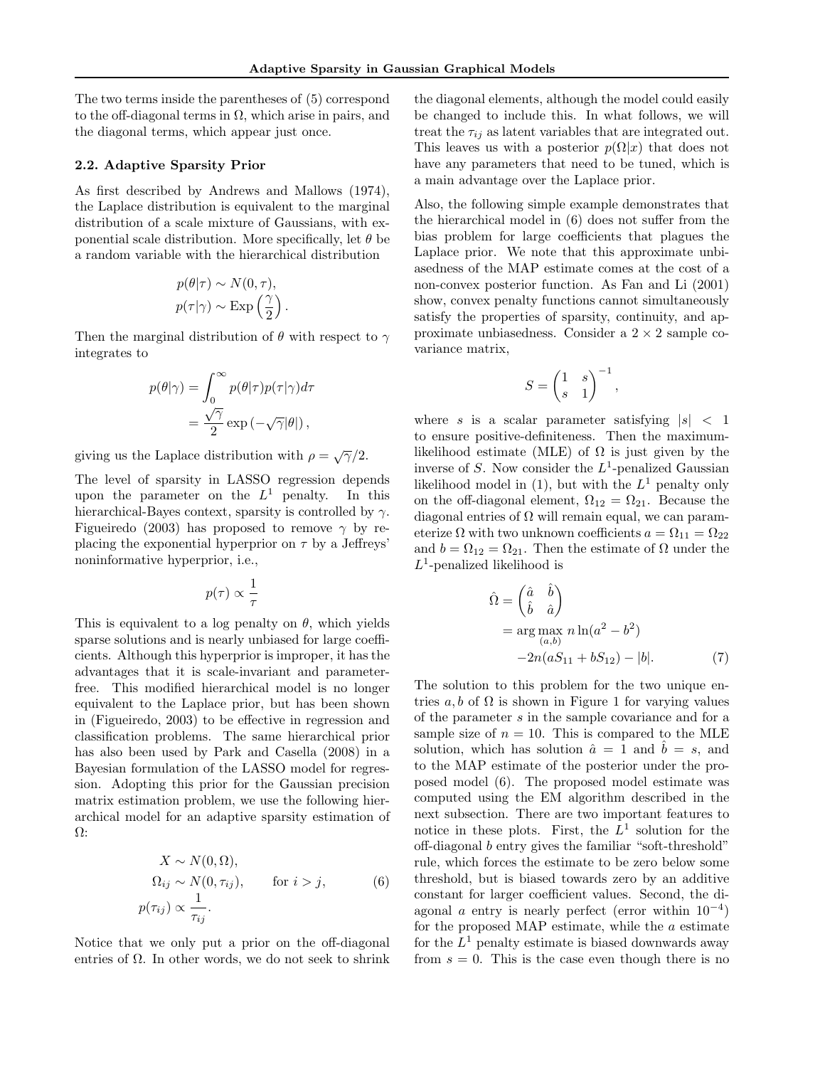The two terms inside the parentheses of (5) correspond to the off-diagonal terms in $\Omega$, which arise in pairs, and the diagonal terms, which appear just once.

### 2.2. Adaptive Sparsity Prior

As first described by Andrews and Mallows (1974), the Laplace distribution is equivalent to the marginal distribution of a scale mixture of Gaussians, with exponential scale distribution. More specifically, let $\theta$ be a random variable with the hierarchical distribution

$$p(\theta|\tau) \sim N(0, \tau),$$
$$p(\tau|\gamma) \sim \text{Exp}\left(\frac{\gamma}{2}\right).$$

Then the marginal distribution of $\theta$ with respect to $\gamma$ integrates to

$$\begin{aligned} p(\theta|\gamma) &= \int_0^\infty p(\theta|\tau)p(\tau|\gamma)d\tau \\ &= \frac{\sqrt{\gamma}}{2}\exp\left(-\sqrt{\gamma}|\theta|\right), \end{aligned}$$

giving us the Laplace distribution with $\rho = \sqrt{\gamma}/2$.

The level of sparsity in LASSO regression depends upon the parameter on the $L^1$ penalty. In this hierarchical-Bayes context, sparsity is controlled by $\gamma$. Figueiredo (2003) has proposed to remove $\gamma$ by replacing the exponential hyperprior on $\tau$ by a Jeffreys' noninformative hyperprior, i.e.,

$$p(\tau) \propto \frac{1}{\tau}$$

This is equivalent to a log penalty on $\theta$, which yields sparse solutions and is nearly unbiased for large coefficients. Although this hyperprior is improper, it has the advantages that it is scale-invariant and parameter-free. This modified hierarchical model is no longer equivalent to the Laplace prior, but has been shown in (Figueiredo, 2003) to be effective in regression and classification problems. The same hierarchical prior has also been used by Park and Casella (2008) in a Bayesian formulation of the LASSO model for regression. Adopting this prior for the Gaussian precision matrix estimation problem, we use the following hierarchical model for an adaptive sparsity estimation of $\Omega$:

$$\begin{aligned} X &\sim N(0, \Omega), \\ \Omega_{ij} &\sim N(0, \tau_{ij}), \qquad \text{for } i > j, \\ p(\tau_{ij}) &\propto \frac{1}{\tau_{ij}}. \end{aligned} \tag{6}$$

Notice that we only put a prior on the off-diagonal entries of $\Omega$. In other words, we do not seek to shrink the diagonal elements, although the model could easily be changed to include this. In what follows, we will treat the $\tau_{ij}$ as latent variables that are integrated out. This leaves us with a posterior $p(\Omega|x)$ that does not have any parameters that need to be tuned, which is a main advantage over the Laplace prior.

Also, the following simple example demonstrates that the hierarchical model in (6) does not suffer from the bias problem for large coefficients that plagues the Laplace prior. We note that this approximate unbiasedness of the MAP estimate comes at the cost of a non-convex posterior function. As Fan and Li (2001) show, convex penalty functions cannot simultaneously satisfy the properties of sparsity, continuity, and approximate unbiasedness. Consider a $2 \times 2$ sample covariance matrix,

$$S = \begin{pmatrix} 1 & s \\ s & 1 \end{pmatrix}^{-1},$$

where $s$ is a scalar parameter satisfying $|s| < 1$ to ensure positive-definiteness. Then the maximum-likelihood estimate (MLE) of $\Omega$ is just given by the inverse of $S$. Now consider the $L^1$-penalized Gaussian likelihood model in (1), but with the $L^1$ penalty only on the off-diagonal element, $\Omega_{12} = \Omega_{21}$. Because the diagonal entries of $\Omega$ will remain equal, we can parameterize $\Omega$ with two unknown coefficients $a = \Omega_{11} = \Omega_{22}$ and $b = \Omega_{12} = \Omega_{21}$. Then the estimate of $\Omega$ under the $L^1$-penalized likelihood is

$$\begin{aligned} \hat{\Omega} &= \begin{pmatrix} \hat{a} & \hat{b} \\ \hat{b} & \hat{a} \end{pmatrix} \\ &= \arg\max_{(a,b)} n\ln(a^2 - b^2) \\ &\quad -2n(aS_{11} + bS_{12}) - |b|. \end{aligned} \tag{7}$$

The solution to this problem for the two unique entries $a, b$ of $\Omega$ is shown in Figure 1 for varying values of the parameter $s$ in the sample covariance and for a sample size of $n = 10$. This is compared to the MLE solution, which has solution $\hat{a} = 1$ and $\hat{b} = s$, and to the MAP estimate of the posterior under the proposed model (6). The proposed model estimate was computed using the EM algorithm described in the next subsection. There are two important features to notice in these plots. First, the $L^1$ solution for the off-diagonal $b$ entry gives the familiar "soft-threshold" rule, which forces the estimate to be zero below some threshold, but is biased towards zero by an additive constant for larger coefficient values. Second, the diagonal $a$ entry is nearly perfect (error within $10^{-4}$) for the proposed MAP estimate, while the $a$ estimate for the $L^1$ penalty estimate is biased downwards away from $s = 0$. This is the case even though there is no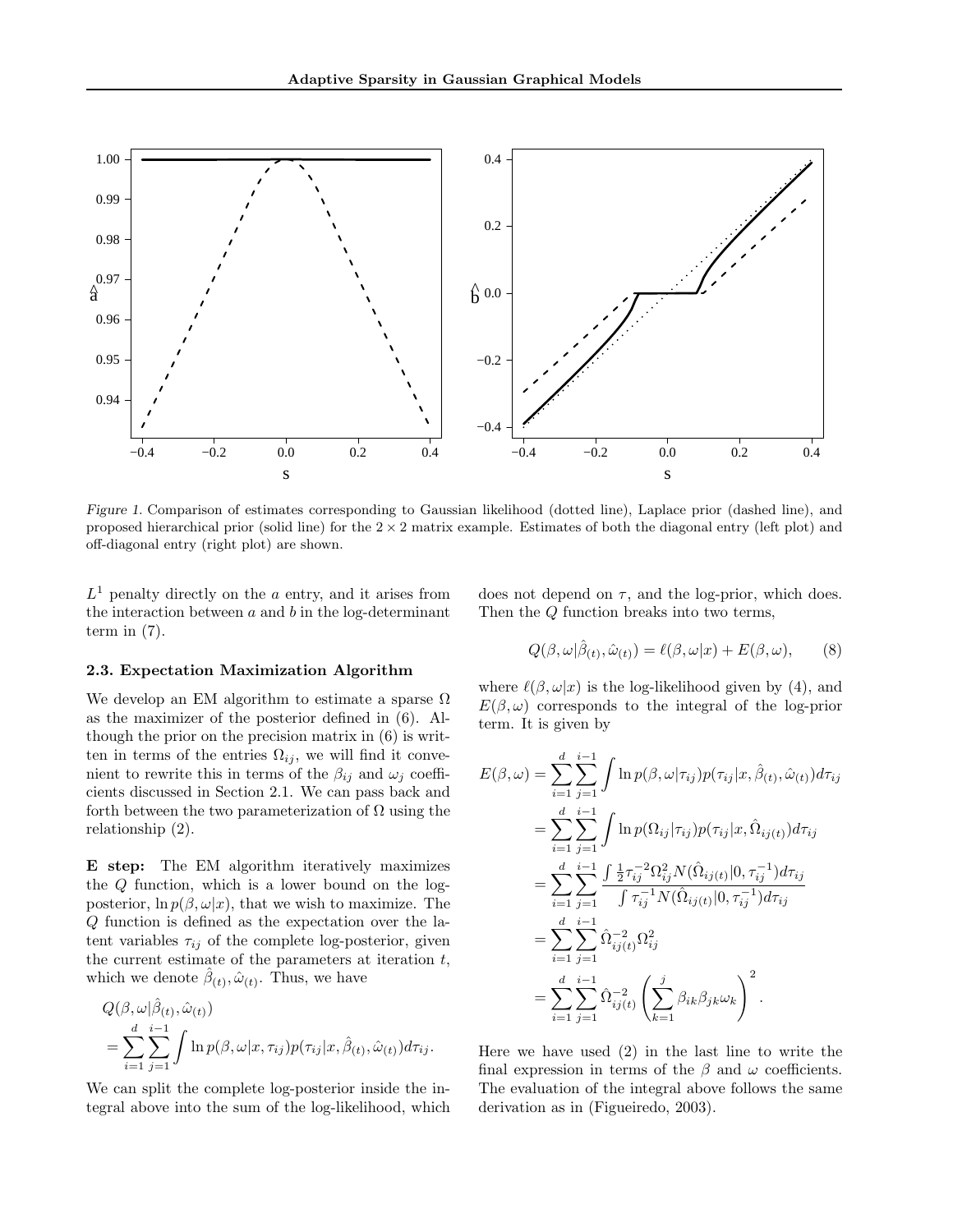Figure 1. Comparison of estimates corresponding to Gaussian likelihood (dotted line), Laplace prior (dashed line), and proposed hierarchical prior (solid line) for the $2 \times 2$ matrix example. Estimates of both the diagonal entry (left plot) and off-diagonal entry (right plot) are shown.

$L^1$ penalty directly on the $a$ entry, and it arises from the interaction between $a$ and $b$ in the log-determinant term in (7).

### 2.3. Expectation Maximization Algorithm

We develop an EM algorithm to estimate a sparse $\Omega$ as the maximizer of the posterior defined in (6). Although the prior on the precision matrix in (6) is written in terms of the entries $\Omega_{ij}$, we will find it convenient to rewrite this in terms of the $\beta_{ij}$ and $\omega_j$ coefficients discussed in Section 2.1. We can pass back and forth between the two parameterization of $\Omega$ using the relationship (2).

**E step:** The EM algorithm iteratively maximizes the $Q$ function, which is a lower bound on the log-posterior, $\ln p(\beta, \omega|x)$, that we wish to maximize. The $Q$ function is defined as the expectation over the latent variables $\tau_{ij}$ of the complete log-posterior, given the current estimate of the parameters at iteration $t$, which we denote $\hat{\beta}_{(t)}, \hat{\omega}_{(t)}$. Thus, we have

$$
\begin{aligned}
&Q(\beta, \omega|\hat{\beta}_{(t)}, \hat{\omega}_{(t)}) \\
&= \sum_{i=1}^{d}\sum_{j=1}^{i-1}\int \ln p(\beta, \omega|x, \tau_{ij}) p(\tau_{ij}|x, \hat{\beta}_{(t)}, \hat{\omega}_{(t)}) d\tau_{ij}.
\end{aligned}
$$

We can split the complete log-posterior inside the integral above into the sum of the log-likelihood, which does not depend on $\tau$, and the log-prior, which does. Then the $Q$ function breaks into two terms,

$$
Q(\beta, \omega|\hat{\beta}_{(t)}, \hat{\omega}_{(t)}) = \ell(\beta, \omega|x) + E(\beta, \omega), \qquad (8)
$$

where $\ell(\beta, \omega|x)$ is the log-likelihood given by (4), and $E(\beta, \omega)$ corresponds to the integral of the log-prior term. It is given by

$$
\begin{aligned}
E(\beta, \omega) &= \sum_{i=1}^{d}\sum_{j=1}^{i-1}\int \ln p(\beta, \omega|\tau_{ij}) p(\tau_{ij}|x, \hat{\beta}_{(t)}, \hat{\omega}_{(t)}) d\tau_{ij} \\
&= \sum_{i=1}^{d}\sum_{j=1}^{i-1}\int \ln p(\Omega_{ij}|\tau_{ij}) p(\tau_{ij}|x, \hat{\Omega}_{ij(t)}) d\tau_{ij} \\
&= \sum_{i=1}^{d}\sum_{j=1}^{i-1} \frac{\int \frac{1}{2}\tau_{ij}^{-2}\Omega_{ij}^2 N(\hat{\Omega}_{ij(t)}|0, \tau_{ij}^{-1}) d\tau_{ij}}{\int \tau_{ij}^{-1} N(\hat{\Omega}_{ij(t)}|0, \tau_{ij}^{-1}) d\tau_{ij}} \\
&= \sum_{i=1}^{d}\sum_{j=1}^{i-1} \hat{\Omega}_{ij(t)}^{-2}\Omega_{ij}^2 \\
&= \sum_{i=1}^{d}\sum_{j=1}^{i-1} \hat{\Omega}_{ij(t)}^{-2}\left(\sum_{k=1}^{j}\beta_{ik}\beta_{jk}\omega_k\right)^2.
\end{aligned}
$$

Here we have used (2) in the last line to write the final expression in terms of the $\beta$ and $\omega$ coefficients. The evaluation of the integral above follows the same derivation as in (Figueiredo, 2003).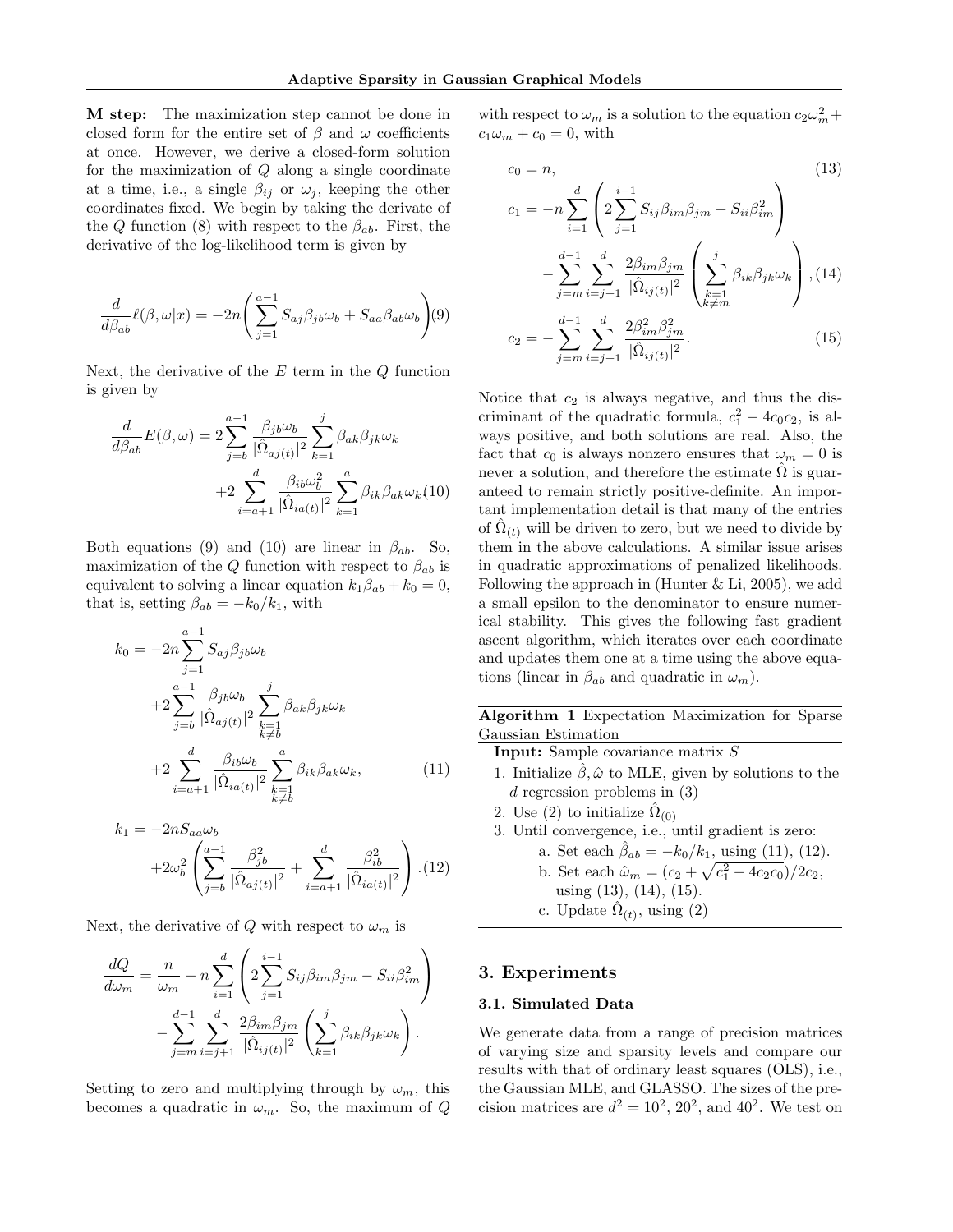**M step:** The maximization step cannot be done in closed form for the entire set of $\beta$ and $\omega$ coefficients at once. However, we derive a closed-form solution for the maximization of $Q$ along a single coordinate at a time, i.e., a single $\beta_{ij}$ or $\omega_j$, keeping the other coordinates fixed. We begin by taking the derivate of the $Q$ function (8) with respect to the $\beta_{ab}$. First, the derivative of the log-likelihood term is given by

$$\frac{d}{d\beta_{ab}}\ell(\beta,\omega|x) = -2n\left(\sum_{j=1}^{a-1} S_{aj}\beta_{jb}\omega_b + S_{aa}\beta_{ab}\omega_b\right) \quad (9)$$

Next, the derivative of the $E$ term in the $Q$ function is given by

$$\frac{d}{d\beta_{ab}}E(\beta,\omega) = 2\sum_{j=b}^{a-1}\frac{\beta_{jb}\omega_b}{|\hat{\Omega}_{aj(t)}|^2}\sum_{k=1}^{j}\beta_{ak}\beta_{jk}\omega_k + 2\sum_{i=a+1}^{d}\frac{\beta_{ib}\omega_b^2}{|\hat{\Omega}_{ia(t)}|^2}\sum_{k=1}^{a}\beta_{ik}\beta_{ak}\omega_k \quad (10)$$

Both equations (9) and (10) are linear in $\beta_{ab}$. So, maximization of the $Q$ function with respect to $\beta_{ab}$ is equivalent to solving a linear equation $k_1\beta_{ab} + k_0 = 0$, that is, setting $\beta_{ab} = -k_0/k_1$, with

$$k_0 = -2n\sum_{j=1}^{a-1} S_{aj}\beta_{jb}\omega_b + 2\sum_{j=b}^{a-1}\frac{\beta_{jb}\omega_b}{|\hat{\Omega}_{aj(t)}|^2}\sum_{\substack{k=1\\k\neq b}}^{j}\beta_{ak}\beta_{jk}\omega_k + 2\sum_{i=a+1}^{d}\frac{\beta_{ib}\omega_b}{|\hat{\Omega}_{ia(t)}|^2}\sum_{\substack{k=1\\k\neq b}}^{a}\beta_{ik}\beta_{ak}\omega_k, \quad (11)$$

$$k_1 = -2nS_{aa}\omega_b + 2\omega_b^2\left(\sum_{j=b}^{a-1}\frac{\beta_{jb}^2}{|\hat{\Omega}_{aj(t)}|^2} + \sum_{i=a+1}^{d}\frac{\beta_{ib}^2}{|\hat{\Omega}_{ia(t)}|^2}\right). \quad (12)$$

Next, the derivative of $Q$ with respect to $\omega_m$ is

$$\frac{dQ}{d\omega_m} = \frac{n}{\omega_m} - n\sum_{i=1}^{d}\left(2\sum_{j=1}^{i-1}S_{ij}\beta_{im}\beta_{jm} - S_{ii}\beta_{im}^2\right) - \sum_{j=m}^{d-1}\sum_{i=j+1}^{d}\frac{2\beta_{im}\beta_{jm}}{|\hat{\Omega}_{ij(t)}|^2}\left(\sum_{k=1}^{j}\beta_{ik}\beta_{jk}\omega_k\right).$$

Setting to zero and multiplying through by $\omega_m$, this becomes a quadratic in $\omega_m$. So, the maximum of $Q$ with respect to $\omega_m$ is a solution to the equation $c_2\omega_m^2 + c_1\omega_m + c_0 = 0$, with

$$c_0 = n, \quad (13)$$

$$c_1 = -n\sum_{i=1}^{d}\left(2\sum_{j=1}^{i-1}S_{ij}\beta_{im}\beta_{jm} - S_{ii}\beta_{im}^2\right) - \sum_{j=m}^{d-1}\sum_{i=j+1}^{d}\frac{2\beta_{im}\beta_{jm}}{|\hat{\Omega}_{ij(t)}|^2}\left(\sum_{\substack{k=1\\k\neq m}}^{j}\beta_{ik}\beta_{jk}\omega_k\right), \quad (14)$$

$$c_2 = -\sum_{j=m}^{d-1}\sum_{i=j+1}^{d}\frac{2\beta_{im}^2\beta_{jm}^2}{|\hat{\Omega}_{ij(t)}|^2}. \quad (15)$$

Notice that $c_2$ is always negative, and thus the discriminant of the quadratic formula, $c_1^2 - 4c_0c_2$, is always positive, and both solutions are real. Also, the fact that $c_0$ is always nonzero ensures that $\omega_m = 0$ is never a solution, and therefore the estimate $\hat{\Omega}$ is guaranteed to remain strictly positive-definite. An important implementation detail is that many of the entries of $\hat{\Omega}_{(t)}$ will be driven to zero, but we need to divide by them in the above calculations. A similar issue arises in quadratic approximations of penalized likelihoods. Following the approach in (Hunter & Li, 2005), we add a small epsilon to the denominator to ensure numerical stability. This gives the following fast gradient ascent algorithm, which iterates over each coordinate and updates them one at a time using the above equations (linear in $\beta_{ab}$ and quadratic in $\omega_m$).

**Algorithm 1** Expectation Maximization for Sparse Gaussian Estimation

**Input:** Sample covariance matrix $S$

1. Initialize $\hat{\beta}, \hat{\omega}$ to MLE, given by solutions to the $d$ regression problems in (3)
2. Use (2) to initialize $\hat{\Omega}_{(0)}$
3. Until convergence, i.e., until gradient is zero:
   a. Set each $\hat{\beta}_{ab} = -k_0/k_1$, using (11), (12).
   b. Set each $\hat{\omega}_m = (c_2 + \sqrt{c_1^2 - 4c_2c_0})/2c_2$, using (13), (14), (15).
   c. Update $\hat{\Omega}_{(t)}$, using (2)

## 3. Experiments

### 3.1. Simulated Data

We generate data from a range of precision matrices of varying size and sparsity levels and compare our results with that of ordinary least squares (OLS), i.e., the Gaussian MLE, and GLASSO. The sizes of the precision matrices are $d^2 = 10^2$, $20^2$, and $40^2$. We test on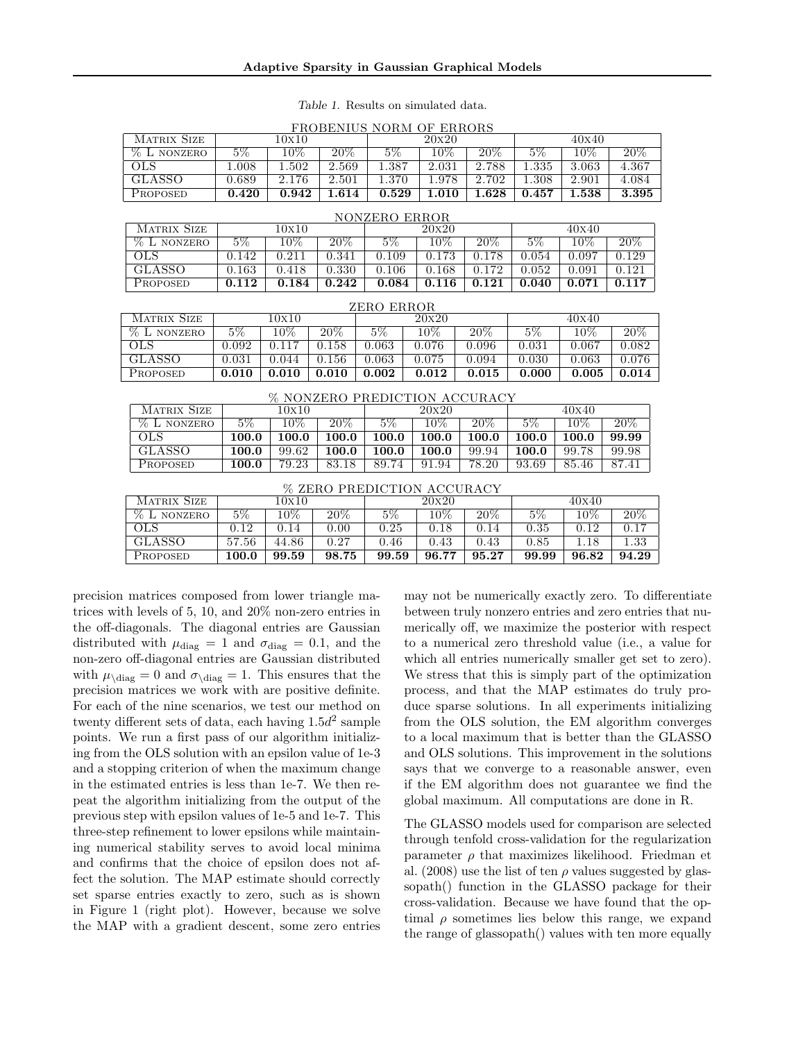*Table 1.* Results on simulated data.

FROBENIUS NORM OF ERRORS

| Matrix Size | 10x10 | | | 20x20 | | | 40x40 | | |
|---|---|---|---|---|---|---|---|---|---|
| % L nonzero | 5% | 10% | 20% | 5% | 10% | 20% | 5% | 10% | 20% |
| OLS | 1.008 | 1.502 | 2.569 | 1.387 | 2.031 | 2.788 | 1.335 | 3.063 | 4.367 |
| GLASSO | 0.689 | 2.176 | 2.501 | 1.370 | 1.978 | 2.702 | 1.308 | 2.901 | 4.084 |
| Proposed | **0.420** | **0.942** | **1.614** | **0.529** | **1.010** | **1.628** | **0.457** | **1.538** | **3.395** |

NONZERO ERROR

| Matrix Size | 10x10 | | | 20x20 | | | 40x40 | | |
|---|---|---|---|---|---|---|---|---|---|
| % L nonzero | 5% | 10% | 20% | 5% | 10% | 20% | 5% | 10% | 20% |
| OLS | 0.142 | 0.211 | 0.341 | 0.109 | 0.173 | 0.178 | 0.054 | 0.097 | 0.129 |
| GLASSO | 0.163 | 0.418 | 0.330 | 0.106 | 0.168 | 0.172 | 0.052 | 0.091 | 0.121 |
| Proposed | **0.112** | **0.184** | **0.242** | **0.084** | **0.116** | **0.121** | **0.040** | **0.071** | **0.117** |

ZERO ERROR

| Matrix Size | 10x10 | | | 20x20 | | | 40x40 | | |
|---|---|---|---|---|---|---|---|---|---|
| % L nonzero | 5% | 10% | 20% | 5% | 10% | 20% | 5% | 10% | 20% |
| OLS | 0.092 | 0.117 | 0.158 | 0.063 | 0.076 | 0.096 | 0.031 | 0.067 | 0.082 |
| GLASSO | 0.031 | 0.044 | 0.156 | 0.063 | 0.075 | 0.094 | 0.030 | 0.063 | 0.076 |
| Proposed | **0.010** | **0.010** | **0.010** | **0.002** | **0.012** | **0.015** | **0.000** | **0.005** | **0.014** |

% NONZERO PREDICTION ACCURACY

| Matrix Size | 10x10 | | | 20x20 | | | 40x40 | | |
|---|---|---|---|---|---|---|---|---|---|
| % L nonzero | 5% | 10% | 20% | 5% | 10% | 20% | 5% | 10% | 20% |
| OLS | **100.0** | **100.0** | **100.0** | **100.0** | **100.0** | **100.0** | **100.0** | **100.0** | **99.99** |
| GLASSO | **100.0** | 99.62 | **100.0** | **100.0** | **100.0** | 99.94 | **100.0** | 99.78 | 99.98 |
| Proposed | **100.0** | 79.23 | 83.18 | 89.74 | 91.94 | 78.20 | 93.69 | 85.46 | 87.41 |

% ZERO PREDICTION ACCURACY

| Matrix Size | 10x10 | | | 20x20 | | | 40x40 | | |
|---|---|---|---|---|---|---|---|---|---|
| % L nonzero | 5% | 10% | 20% | 5% | 10% | 20% | 5% | 10% | 20% |
| OLS | 0.12 | 0.14 | 0.00 | 0.25 | 0.18 | 0.14 | 0.35 | 0.12 | 0.17 |
| GLASSO | 57.56 | 44.86 | 0.27 | 0.46 | 0.43 | 0.43 | 0.85 | 1.18 | 1.33 |
| Proposed | **100.0** | **99.59** | **98.75** | **99.59** | **96.77** | **95.27** | **99.99** | **96.82** | **94.29** |

precision matrices composed from lower triangle matrices with levels of 5, 10, and 20% non-zero entries in the off-diagonals. The diagonal entries are Gaussian distributed with $\mu_{\text{diag}} = 1$ and $\sigma_{\text{diag}} = 0.1$, and the non-zero off-diagonal entries are Gaussian distributed with $\mu_{\setminus\text{diag}} = 0$ and $\sigma_{\setminus\text{diag}} = 1$. This ensures that the precision matrices we work with are positive definite. For each of the nine scenarios, we test our method on twenty different sets of data, each having $1.5d^2$ sample points. We run a first pass of our algorithm initializing from the OLS solution with an epsilon value of 1e-3 and a stopping criterion of when the maximum change in the estimated entries is less than 1e-7. We then repeat the algorithm initializing from the output of the previous step with epsilon values of 1e-5 and 1e-7. This three-step refinement to lower epsilons while maintaining numerical stability serves to avoid local minima and confirms that the choice of epsilon does not affect the solution. The MAP estimate should correctly set sparse entries exactly to zero, such as is shown in Figure 1 (right plot). However, because we solve the MAP with a gradient descent, some zero entries may not be numerically exactly zero. To differentiate between truly nonzero entries and zero entries that numerically off, we maximize the posterior with respect to a numerical zero threshold value (i.e., a value for which all entries numerically smaller get set to zero). We stress that this is simply part of the optimization process, and that the MAP estimates do truly produce sparse solutions. In all experiments initializing from the OLS solution, the EM algorithm converges to a local maximum that is better than the GLASSO and OLS solutions. This improvement in the solutions says that we converge to a reasonable answer, even if the EM algorithm does not guarantee we find the global maximum. All computations are done in R.

The GLASSO models used for comparison are selected through tenfold cross-validation for the regularization parameter $\rho$ that maximizes likelihood. Friedman et al. (2008) use the list of ten $\rho$ values suggested by glassopath() function in the GLASSO package for their cross-validation. Because we have found that the optimal $\rho$ sometimes lies below this range, we expand the range of glassopath() values with ten more equally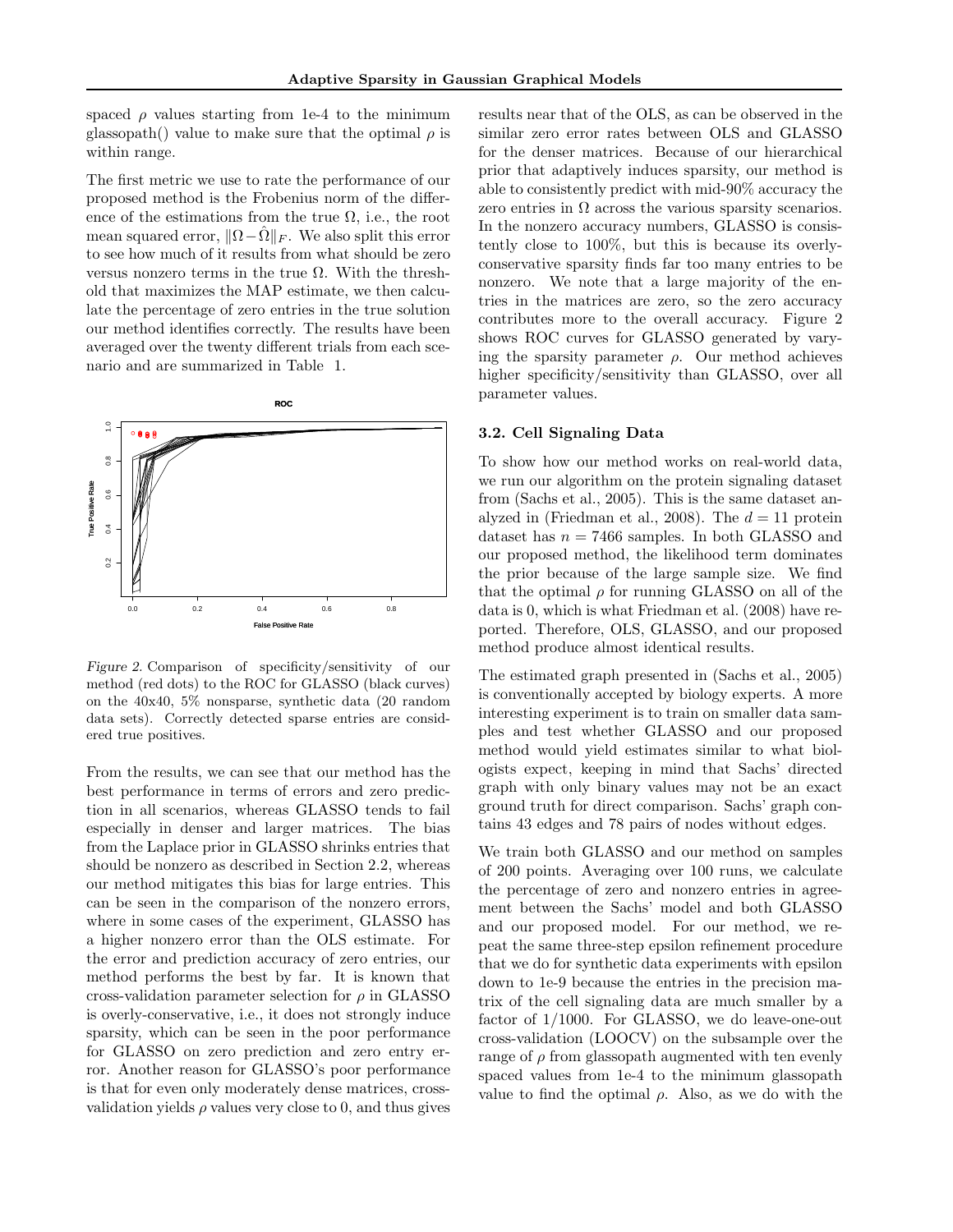spaced $\rho$ values starting from 1e-4 to the minimum glassopath() value to make sure that the optimal $\rho$ is within range.

The first metric we use to rate the performance of our proposed method is the Frobenius norm of the difference of the estimations from the true $\Omega$, i.e., the root mean squared error, $\|\Omega - \hat{\Omega}\|_F$. We also split this error to see how much of it results from what should be zero versus nonzero terms in the true $\Omega$. With the threshold that maximizes the MAP estimate, we then calculate the percentage of zero entries in the true solution our method identifies correctly. The results have been averaged over the twenty different trials from each scenario and are summarized in Table 1.

*Figure 2.* Comparison of specificity/sensitivity of our method (red dots) to the ROC for GLASSO (black curves) on the 40x40, 5% nonsparse, synthetic data (20 random data sets). Correctly detected sparse entries are considered true positives.

From the results, we can see that our method has the best performance in terms of errors and zero prediction in all scenarios, whereas GLASSO tends to fail especially in denser and larger matrices. The bias from the Laplace prior in GLASSO shrinks entries that should be nonzero as described in Section 2.2, whereas our method mitigates this bias for large entries. This can be seen in the comparison of the nonzero errors, where in some cases of the experiment, GLASSO has a higher nonzero error than the OLS estimate. For the error and prediction accuracy of zero entries, our method performs the best by far. It is known that cross-validation parameter selection for $\rho$ in GLASSO is overly-conservative, i.e., it does not strongly induce sparsity, which can be seen in the poor performance for GLASSO on zero prediction and zero entry error. Another reason for GLASSO's poor performance is that for even only moderately dense matrices, cross-validation yields $\rho$ values very close to 0, and thus gives results near that of the OLS, as can be observed in the similar zero error rates between OLS and GLASSO for the denser matrices. Because of our hierarchical prior that adaptively induces sparsity, our method is able to consistently predict with mid-90% accuracy the zero entries in $\Omega$ across the various sparsity scenarios. In the nonzero accuracy numbers, GLASSO is consistently close to 100%, but this is because its overly-conservative sparsity finds far too many entries to be nonzero. We note that a large majority of the entries in the matrices are zero, so the zero accuracy contributes more to the overall accuracy. Figure 2 shows ROC curves for GLASSO generated by varying the sparsity parameter $\rho$. Our method achieves higher specificity/sensitivity than GLASSO, over all parameter values.

### 3.2. Cell Signaling Data

To show how our method works on real-world data, we run our algorithm on the protein signaling dataset from (Sachs et al., 2005). This is the same dataset analyzed in (Friedman et al., 2008). The $d = 11$ protein dataset has $n = 7466$ samples. In both GLASSO and our proposed method, the likelihood term dominates the prior because of the large sample size. We find that the optimal $\rho$ for running GLASSO on all of the data is 0, which is what Friedman et al. (2008) have reported. Therefore, OLS, GLASSO, and our proposed method produce almost identical results.

The estimated graph presented in (Sachs et al., 2005) is conventionally accepted by biology experts. A more interesting experiment is to train on smaller data samples and test whether GLASSO and our proposed method would yield estimates similar to what biologists expect, keeping in mind that Sachs' directed graph with only binary values may not be an exact ground truth for direct comparison. Sachs' graph contains 43 edges and 78 pairs of nodes without edges.

We train both GLASSO and our method on samples of 200 points. Averaging over 100 runs, we calculate the percentage of zero and nonzero entries in agreement between the Sachs' model and both GLASSO and our proposed model. For our method, we repeat the same three-step epsilon refinement procedure that we do for synthetic data experiments with epsilon down to 1e-9 because the entries in the precision matrix of the cell signaling data are much smaller by a factor of 1/1000. For GLASSO, we do leave-one-out cross-validation (LOOCV) on the subsample over the range of $\rho$ from glassopath augmented with ten evenly spaced values from 1e-4 to the minimum glassopath value to find the optimal $\rho$. Also, as we do with the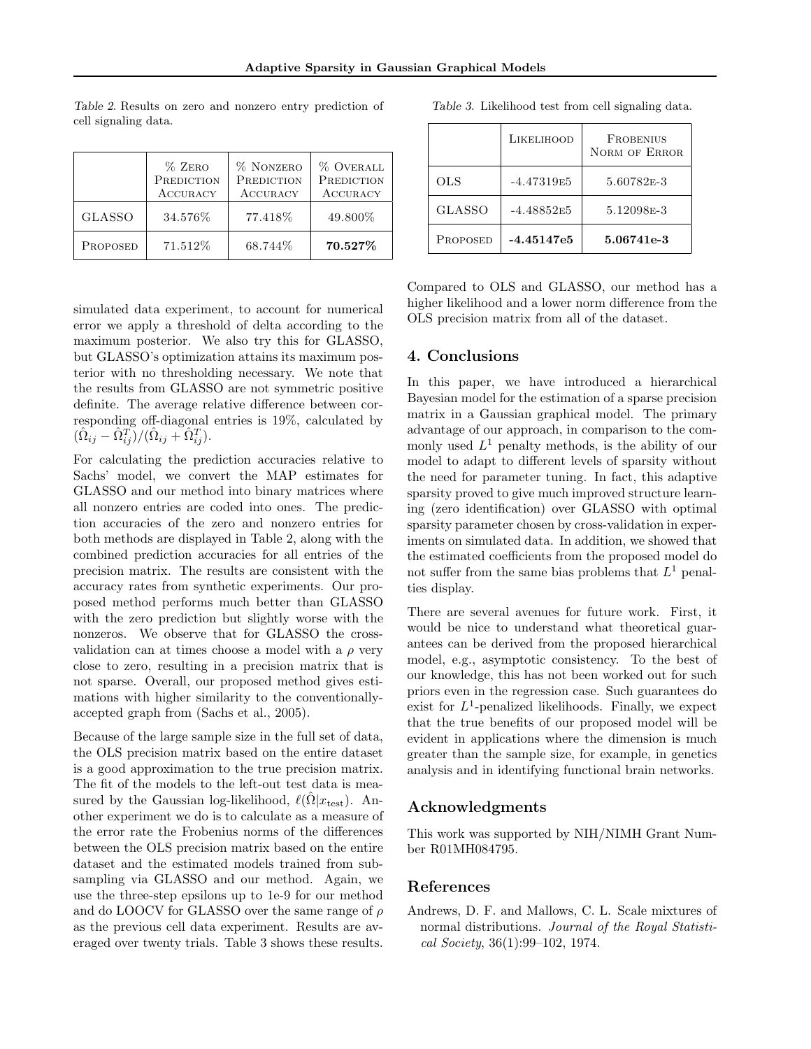Table 2. Results on zero and nonzero entry prediction of cell signaling data.

| | % Zero Prediction Accuracy | % Nonzero Prediction Accuracy | % Overall Prediction Accuracy |
|---|---|---|---|
| GLASSO | 34.576% | 77.418% | 49.800% |
| Proposed | 71.512% | 68.744% | **70.527%** |

simulated data experiment, to account for numerical error we apply a threshold of delta according to the maximum posterior. We also try this for GLASSO, but GLASSO's optimization attains its maximum posterior with no thresholding necessary. We note that the results from GLASSO are not symmetric positive definite. The average relative difference between corresponding off-diagonal entries is 19%, calculated by $(\hat{\Omega}_{ij} - \hat{\Omega}_{ij}^T)/(\hat{\Omega}_{ij} + \hat{\Omega}_{ij}^T)$.

For calculating the prediction accuracies relative to Sachs' model, we convert the MAP estimates for GLASSO and our method into binary matrices where all nonzero entries are coded into ones. The prediction accuracies of the zero and nonzero entries for both methods are displayed in Table 2, along with the combined prediction accuracies for all entries of the precision matrix. The results are consistent with the accuracy rates from synthetic experiments. Our proposed method performs much better than GLASSO with the zero prediction but slightly worse with the nonzeros. We observe that for GLASSO the cross-validation can at times choose a model with a $\rho$ very close to zero, resulting in a precision matrix that is not sparse. Overall, our proposed method gives estimations with higher similarity to the conventionally-accepted graph from (Sachs et al., 2005).

Because of the large sample size in the full set of data, the OLS precision matrix based on the entire dataset is a good approximation to the true precision matrix. The fit of the models to the left-out test data is measured by the Gaussian log-likelihood, $\ell(\hat{\Omega}|x_{\text{test}})$. Another experiment we do is to calculate as a measure of the error rate the Frobenius norms of the differences between the OLS precision matrix based on the entire dataset and the estimated models trained from subsampling via GLASSO and our method. Again, we use the three-step epsilons up to 1e-9 for our method and do LOOCV for GLASSO over the same range of $\rho$ as the previous cell data experiment. Results are averaged over twenty trials. Table 3 shows these results.

Table 3. Likelihood test from cell signaling data.

| | Likelihood | Frobenius Norm of Error |
|---|---|---|
| OLS | -4.47319e5 | 5.60782e-3 |
| GLASSO | -4.48852e5 | 5.12098e-3 |
| Proposed | **-4.45147e5** | **5.06741e-3** |

Compared to OLS and GLASSO, our method has a higher likelihood and a lower norm difference from the OLS precision matrix from all of the dataset.

## 4. Conclusions

In this paper, we have introduced a hierarchical Bayesian model for the estimation of a sparse precision matrix in a Gaussian graphical model. The primary advantage of our approach, in comparison to the commonly used $L^1$ penalty methods, is the ability of our model to adapt to different levels of sparsity without the need for parameter tuning. In fact, this adaptive sparsity proved to give much improved structure learning (zero identification) over GLASSO with optimal sparsity parameter chosen by cross-validation in experiments on simulated data. In addition, we showed that the estimated coefficients from the proposed model do not suffer from the same bias problems that $L^1$ penalties display.

There are several avenues for future work. First, it would be nice to understand what theoretical guarantees can be derived from the proposed hierarchical model, e.g., asymptotic consistency. To the best of our knowledge, this has not been worked out for such priors even in the regression case. Such guarantees do exist for $L^1$-penalized likelihoods. Finally, we expect that the true benefits of our proposed model will be evident in applications where the dimension is much greater than the sample size, for example, in genetics analysis and in identifying functional brain networks.

## Acknowledgments

This work was supported by NIH/NIMH Grant Number R01MH084795.

## References

Andrews, D. F. and Mallows, C. L. Scale mixtures of normal distributions. *Journal of the Royal Statistical Society*, 36(1):99–102, 1974.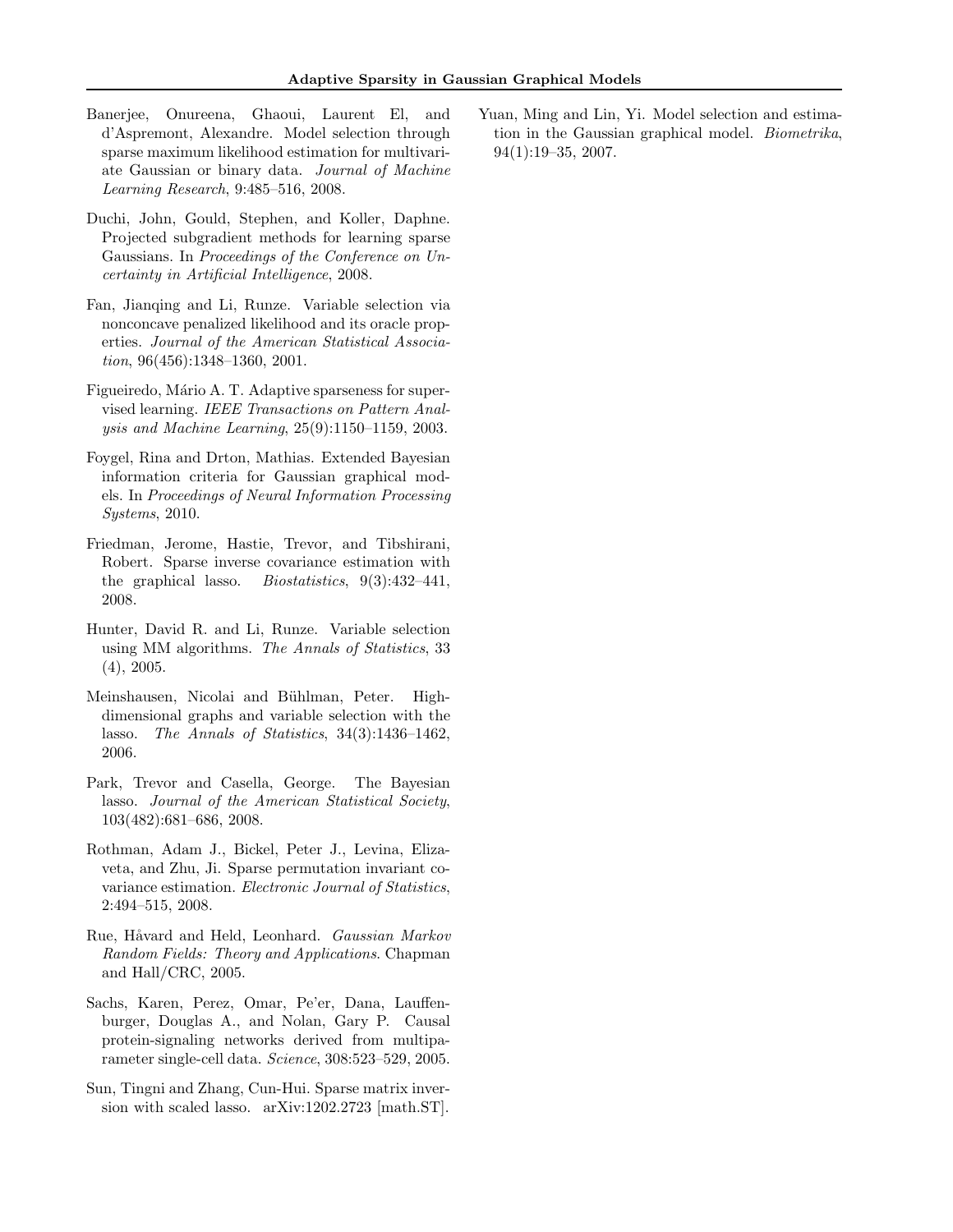Banerjee, Onureena, Ghaoui, Laurent El, and d'Aspremont, Alexandre. Model selection through sparse maximum likelihood estimation for multivariate Gaussian or binary data. *Journal of Machine Learning Research*, 9:485–516, 2008.

Duchi, John, Gould, Stephen, and Koller, Daphne. Projected subgradient methods for learning sparse Gaussians. In *Proceedings of the Conference on Uncertainty in Artificial Intelligence*, 2008.

Fan, Jianqing and Li, Runze. Variable selection via nonconcave penalized likelihood and its oracle properties. *Journal of the American Statistical Association*, 96(456):1348–1360, 2001.

Figueiredo, Mário A. T. Adaptive sparseness for supervised learning. *IEEE Transactions on Pattern Analysis and Machine Learning*, 25(9):1150–1159, 2003.

Foygel, Rina and Drton, Mathias. Extended Bayesian information criteria for Gaussian graphical models. In *Proceedings of Neural Information Processing Systems*, 2010.

Friedman, Jerome, Hastie, Trevor, and Tibshirani, Robert. Sparse inverse covariance estimation with the graphical lasso. *Biostatistics*, 9(3):432–441, 2008.

Hunter, David R. and Li, Runze. Variable selection using MM algorithms. *The Annals of Statistics*, 33 (4), 2005.

Meinshausen, Nicolai and Bühlman, Peter. High-dimensional graphs and variable selection with the lasso. *The Annals of Statistics*, 34(3):1436–1462, 2006.

Park, Trevor and Casella, George. The Bayesian lasso. *Journal of the American Statistical Society*, 103(482):681–686, 2008.

Rothman, Adam J., Bickel, Peter J., Levina, Elizaveta, and Zhu, Ji. Sparse permutation invariant covariance estimation. *Electronic Journal of Statistics*, 2:494–515, 2008.

Rue, Håvard and Held, Leonhard. *Gaussian Markov Random Fields: Theory and Applications*. Chapman and Hall/CRC, 2005.

Sachs, Karen, Perez, Omar, Pe'er, Dana, Lauffenburger, Douglas A., and Nolan, Gary P. Causal protein-signaling networks derived from multiparameter single-cell data. *Science*, 308:523–529, 2005.

Sun, Tingni and Zhang, Cun-Hui. Sparse matrix inversion with scaled lasso. arXiv:1202.2723 [math.ST].

Yuan, Ming and Lin, Yi. Model selection and estimation in the Gaussian graphical model. *Biometrika*, 94(1):19–35, 2007.